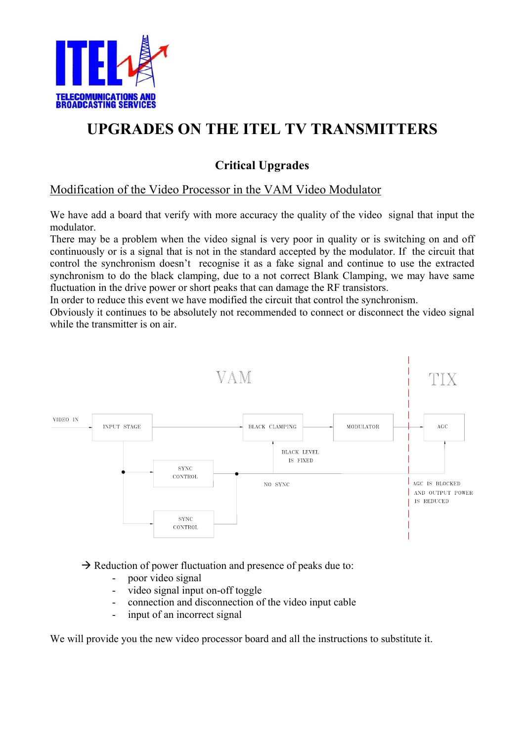**ITEL**

**TELECOMMUNICATIONS AND BROADCASTING SERVICES**

# UPGRADES ON THE ITEL TV TRANSMITTERS

## Critical Upgrades

### Modification of the Video Processor in the VAM Video Modulator

We have add a board that verify with more accuracy the quality of the video signal that input the modulator.

There may be a problem when the video signal is very poor in quality or is switching on and off continuously or is a signal that is not in the standard accepted by the modulator. If the circuit that control the synchronism doesn't recognise it as a fake signal and continue to use the extracted synchronism to do the black clamping, due to a not correct Blank Clamping, we may have same fluctuation in the drive power or short peaks that can damage the RF transistors.

In order to reduce this event we have modified the circuit that control the synchronism.

Obviously it continues to be absolutely not recommended to connect or disconnect the video signal while the transmitter is on air.

VAM | TIX

VIDEO IN → INPUT STAGE → BLACK CLAMPING → MODULATOR → AGC

SYNC CONTROL, SYNC CONTROL

BLACK LEVEL IS FIXED

NO SYNC

AGC IS BLOCKED AND OUTPUT POWER IS REDUCED

→ Reduction of power fluctuation and presence of peaks due to:

- poor video signal
- video signal input on-off toggle
- connection and disconnection of the video input cable
- input of an incorrect signal

We will provide you the new video processor board and all the instructions to substitute it.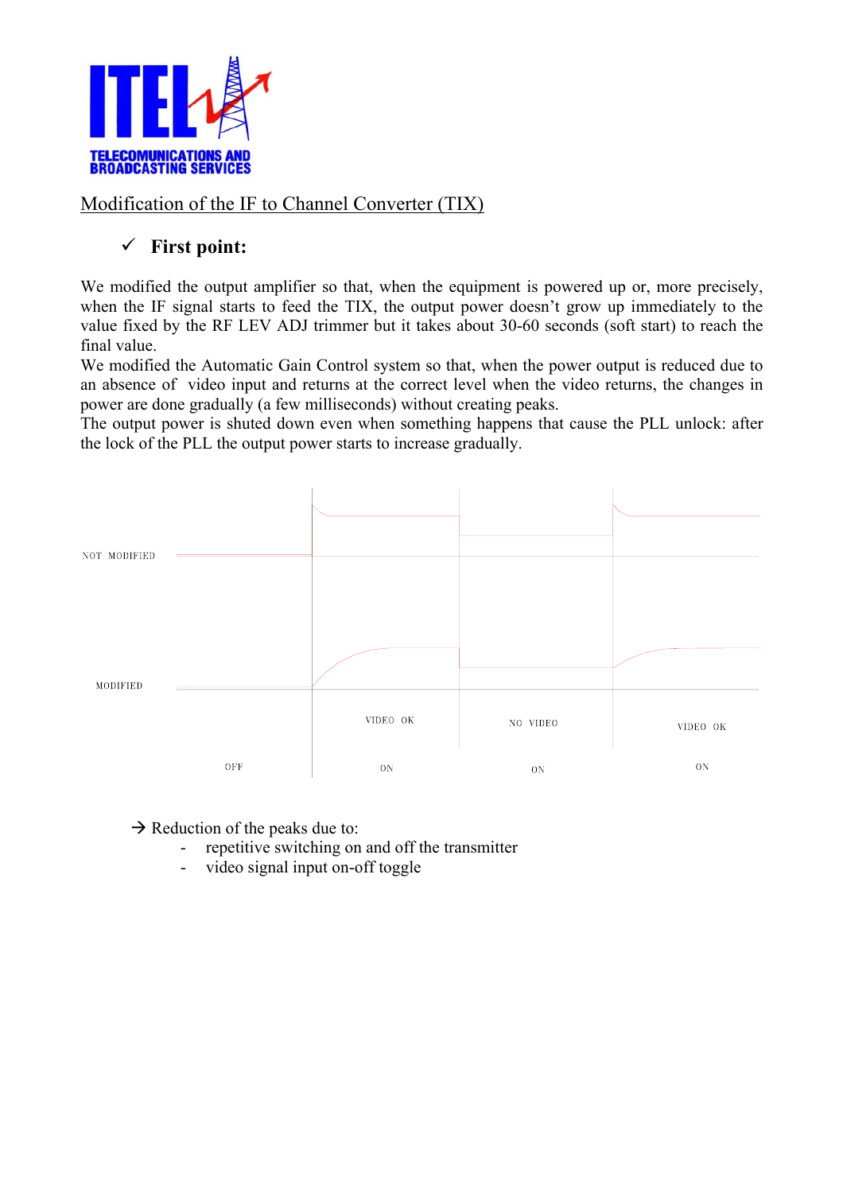**ITEL**
**TELECOMUNICATIONS AND BROADCASTING SERVICES**

Modification of the IF to Channel Converter (TIX)

✓ **First point:**

We modified the output amplifier so that, when the equipment is powered up or, more precisely, when the IF signal starts to feed the TIX, the output power doesn't grow up immediately to the value fixed by the RF LEV ADJ trimmer but it takes about 30-60 seconds (soft start) to reach the final value.
We modified the Automatic Gain Control system so that, when the power output is reduced due to an absence of video input and returns at the correct level when the video returns, the changes in power are done gradually (a few milliseconds) without creating peaks.
The output power is shuted down even when something happens that cause the PLL unlock: after the lock of the PLL the output power starts to increase gradually.

NOT MODIFIED

MODIFIED

| | VIDEO OK | NO VIDEO | VIDEO OK |
|---|---|---|---|
| OFF | ON | ON | ON |

→ Reduction of the peaks due to:
- repetitive switching on and off the transmitter
- video signal input on-off toggle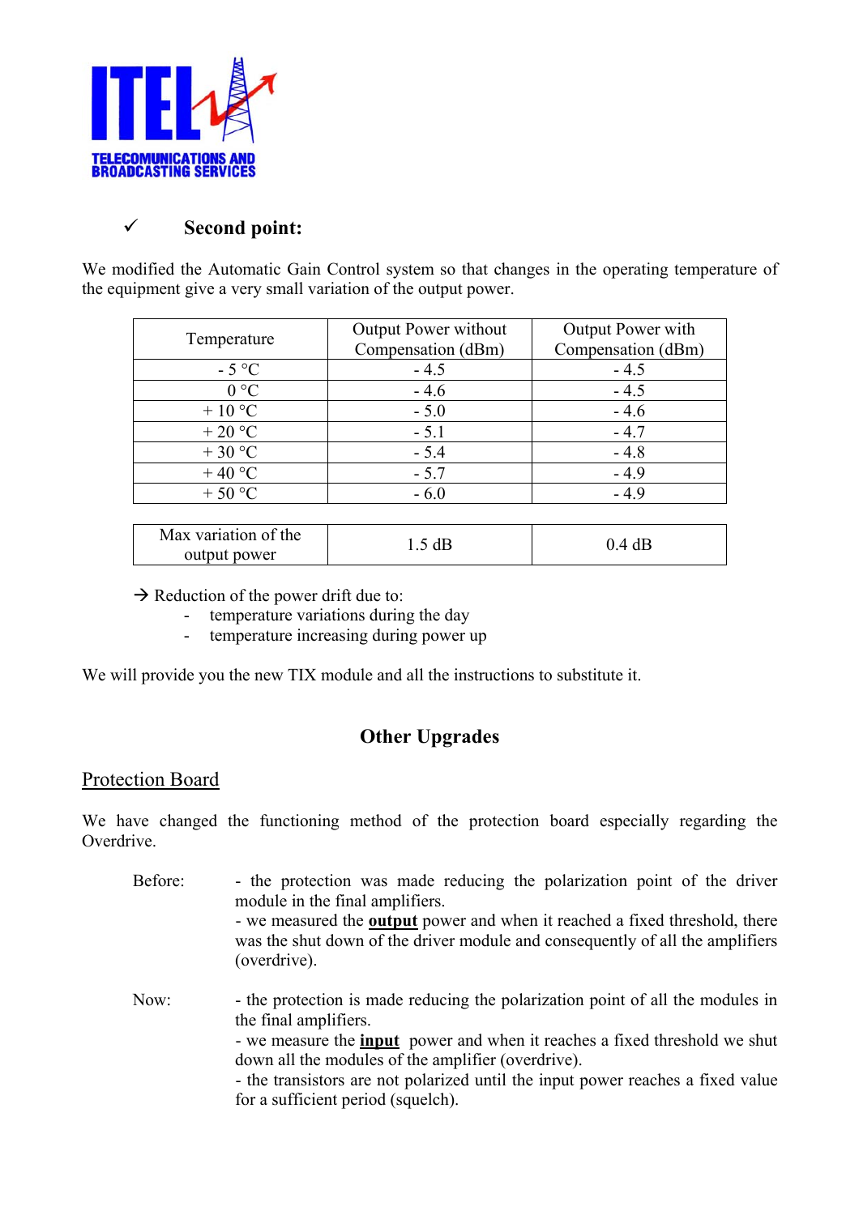✓ **Second point:**

We modified the Automatic Gain Control system so that changes in the operating temperature of the equipment give a very small variation of the output power.

| Temperature | Output Power without Compensation (dBm) | Output Power with Compensation (dBm) |
|---|---|---|
| - 5 °C | - 4.5 | - 4.5 |
| 0 °C | - 4.6 | - 4.5 |
| + 10 °C | - 5.0 | - 4.6 |
| + 20 °C | - 5.1 | - 4.7 |
| + 30 °C | - 5.4 | - 4.8 |
| + 40 °C | - 5.7 | - 4.9 |
| + 50 °C | - 6.0 | - 4.9 |

| Max variation of the output power | 1.5 dB | 0.4 dB |
|---|---|---|

→ Reduction of the power drift due to:

- temperature variations during the day
- temperature increasing during power up

We will provide you the new TIX module and all the instructions to substitute it.

## Other Upgrades

### Protection Board

We have changed the functioning method of the protection board especially regarding the Overdrive.

Before:
- the protection was made reducing the polarization point of the driver module in the final amplifiers.
- we measured the **output** power and when it reached a fixed threshold, there was the shut down of the driver module and consequently of all the amplifiers (overdrive).

Now:
- the protection is made reducing the polarization point of all the modules in the final amplifiers.
- we measure the **input** power and when it reaches a fixed threshold we shut down all the modules of the amplifier (overdrive).
- the transistors are not polarized until the input power reaches a fixed value for a sufficient period (squelch).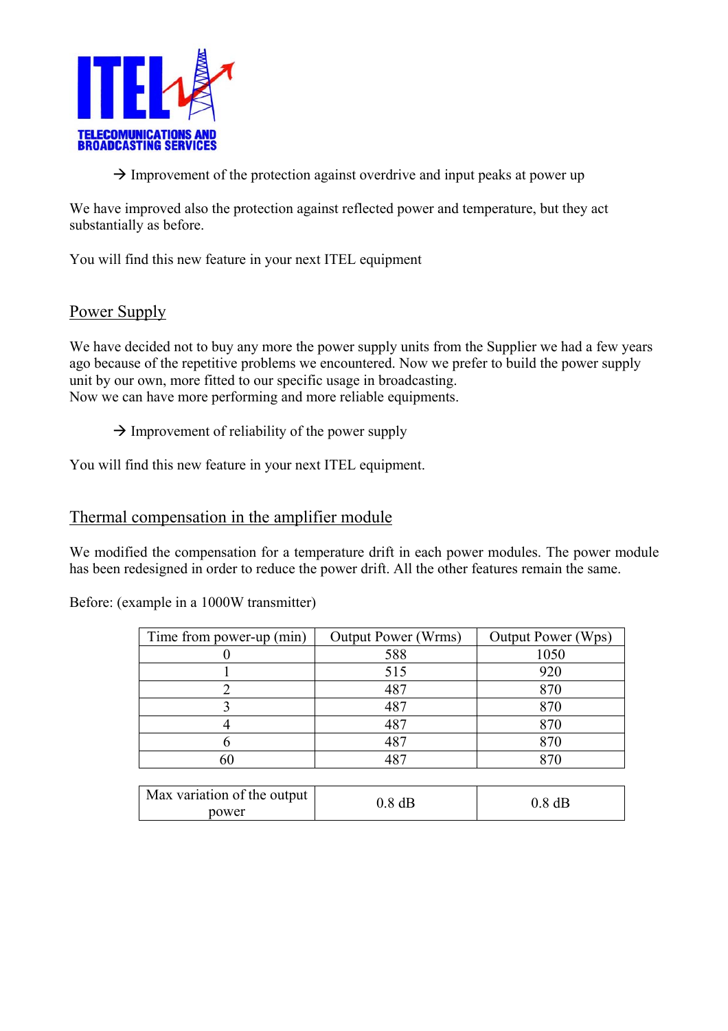→ Improvement of the protection against overdrive and input peaks at power up

We have improved also the protection against reflected power and temperature, but they act substantially as before.

You will find this new feature in your next ITEL equipment

## Power Supply

We have decided not to buy any more the power supply units from the Supplier we had a few years ago because of the repetitive problems we encountered. Now we prefer to build the power supply unit by our own, more fitted to our specific usage in broadcasting.
Now we can have more performing and more reliable equipments.

→ Improvement of reliability of the power supply

You will find this new feature in your next ITEL equipment.

## Thermal compensation in the amplifier module

We modified the compensation for a temperature drift in each power modules. The power module has been redesigned in order to reduce the power drift. All the other features remain the same.

Before: (example in a 1000W transmitter)

| Time from power-up (min) | Output Power (Wrms) | Output Power (Wps) |
|---|---|---|
| 0 | 588 | 1050 |
| 1 | 515 | 920 |
| 2 | 487 | 870 |
| 3 | 487 | 870 |
| 4 | 487 | 870 |
| 6 | 487 | 870 |
| 60 | 487 | 870 |

| Max variation of the output power | 0.8 dB | 0.8 dB |
|---|---|---|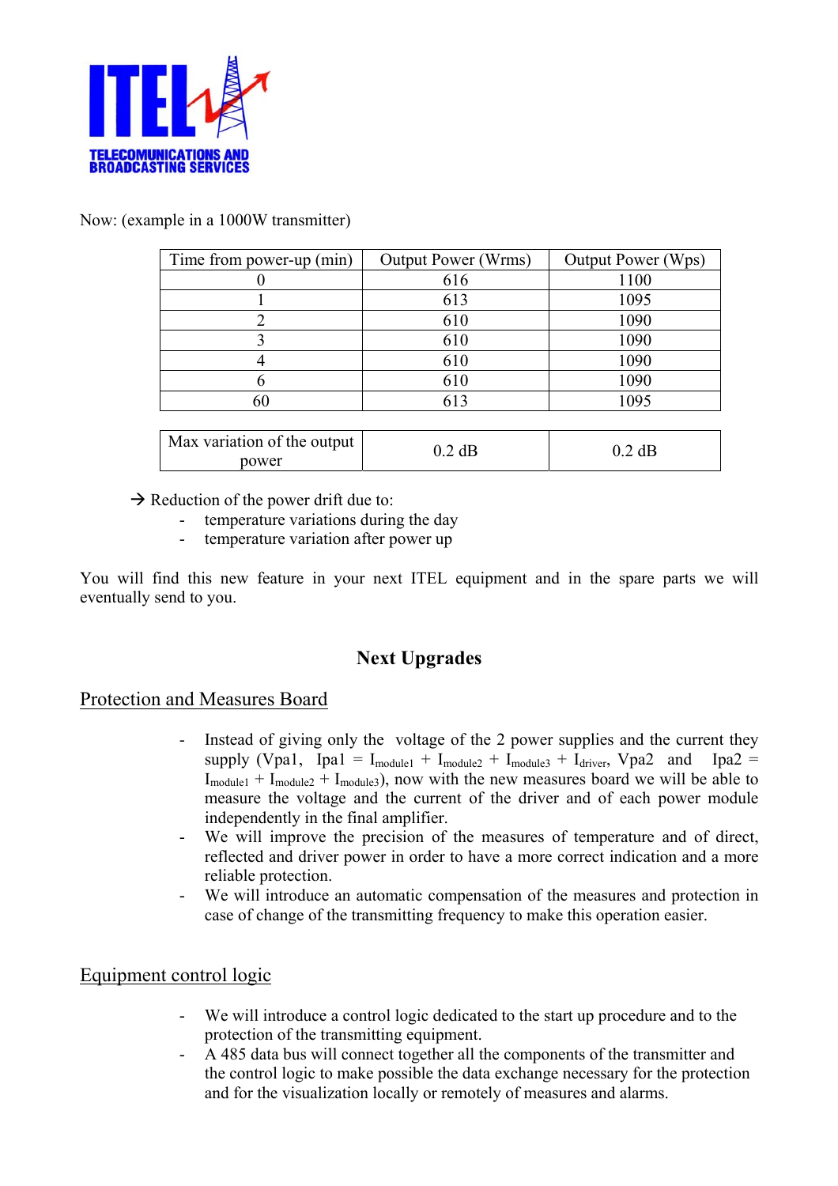Now: (example in a 1000W transmitter)

| Time from power-up (min) | Output Power (Wrms) | Output Power (Wps) |
|---|---|---|
| 0 | 616 | 1100 |
| 1 | 613 | 1095 |
| 2 | 610 | 1090 |
| 3 | 610 | 1090 |
| 4 | 610 | 1090 |
| 6 | 610 | 1090 |
| 60 | 613 | 1095 |

| | | |
|---|---|---|
| Max variation of the output power | 0.2 dB | 0.2 dB |

→ Reduction of the power drift due to:
- temperature variations during the day
- temperature variation after power up

You will find this new feature in your next ITEL equipment and in the spare parts we will eventually send to you.

## Next Upgrades

### Protection and Measures Board

- Instead of giving only the voltage of the 2 power supplies and the current they supply (Vpa1, Ipa1 = $I_{module1} + I_{module2} + I_{module3} + I_{driver}$, Vpa2 and Ipa2 = $I_{module1} + I_{module2} + I_{module3}$), now with the new measures board we will be able to measure the voltage and the current of the driver and of each power module independently in the final amplifier.
- We will improve the precision of the measures of temperature and of direct, reflected and driver power in order to have a more correct indication and a more reliable protection.
- We will introduce an automatic compensation of the measures and protection in case of change of the transmitting frequency to make this operation easier.

### Equipment control logic

- We will introduce a control logic dedicated to the start up procedure and to the protection of the transmitting equipment.
- A 485 data bus will connect together all the components of the transmitter and the control logic to make possible the data exchange necessary for the protection and for the visualization locally or remotely of measures and alarms.